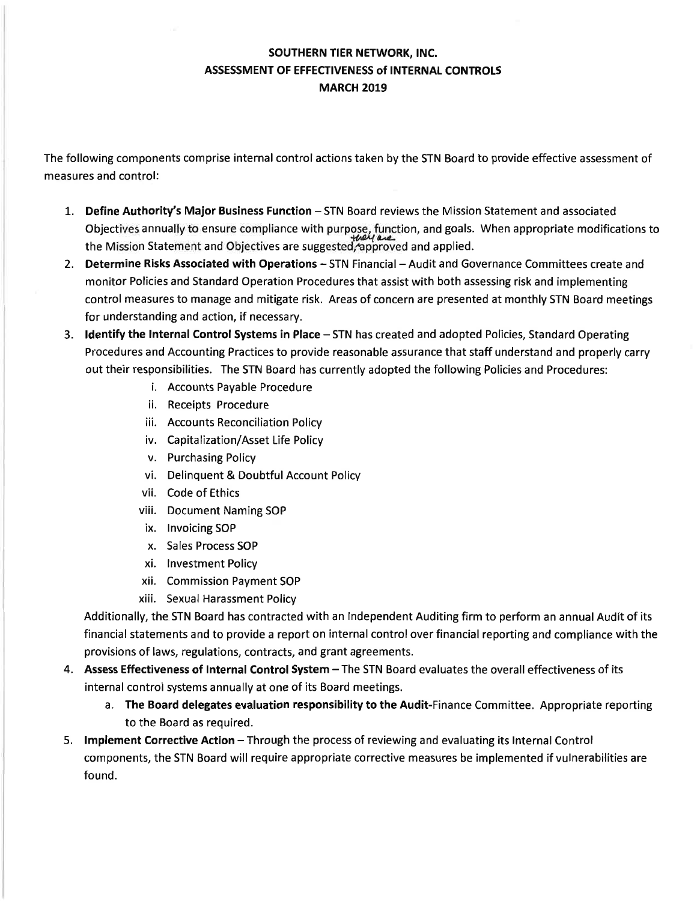**SOUTHERN TIER NETWORK, INC.**
**ASSESSMENT OF EFFECTIVENESS of INTERNAL CONTROLS**
**MARCH 2019**

The following components comprise internal control actions taken by the STN Board to provide effective assessment of measures and control:

1. **Define Authority's Major Business Function** – STN Board reviews the Mission Statement and associated Objectives annually to ensure compliance with purpose, function, and goals. When appropriate modifications to the Mission Statement and Objectives are suggested, they are approved and applied.
2. **Determine Risks Associated with Operations** – STN Financial – Audit and Governance Committees create and monitor Policies and Standard Operation Procedures that assist with both assessing risk and implementing control measures to manage and mitigate risk. Areas of concern are presented at monthly STN Board meetings for understanding and action, if necessary.
3. **Identify the Internal Control Systems in Place** – STN has created and adopted Policies, Standard Operating Procedures and Accounting Practices to provide reasonable assurance that staff understand and properly carry out their responsibilities. The STN Board has currently adopted the following Policies and Procedures:
   - i. Accounts Payable Procedure
   - ii. Receipts Procedure
   - iii. Accounts Reconciliation Policy
   - iv. Capitalization/Asset Life Policy
   - v. Purchasing Policy
   - vi. Delinquent & Doubtful Account Policy
   - vii. Code of Ethics
   - viii. Document Naming SOP
   - ix. Invoicing SOP
   - x. Sales Process SOP
   - xi. Investment Policy
   - xii. Commission Payment SOP
   - xiii. Sexual Harassment Policy

   Additionally, the STN Board has contracted with an Independent Auditing firm to perform an annual Audit of its financial statements and to provide a report on internal control over financial reporting and compliance with the provisions of laws, regulations, contracts, and grant agreements.
4. **Assess Effectiveness of Internal Control System** – The STN Board evaluates the overall effectiveness of its internal control systems annually at one of its Board meetings.
   - a. **The Board delegates evaluation responsibility to the Audit-**Finance Committee. Appropriate reporting to the Board as required.
5. **Implement Corrective Action** – Through the process of reviewing and evaluating its Internal Control components, the STN Board will require appropriate corrective measures be implemented if vulnerabilities are found.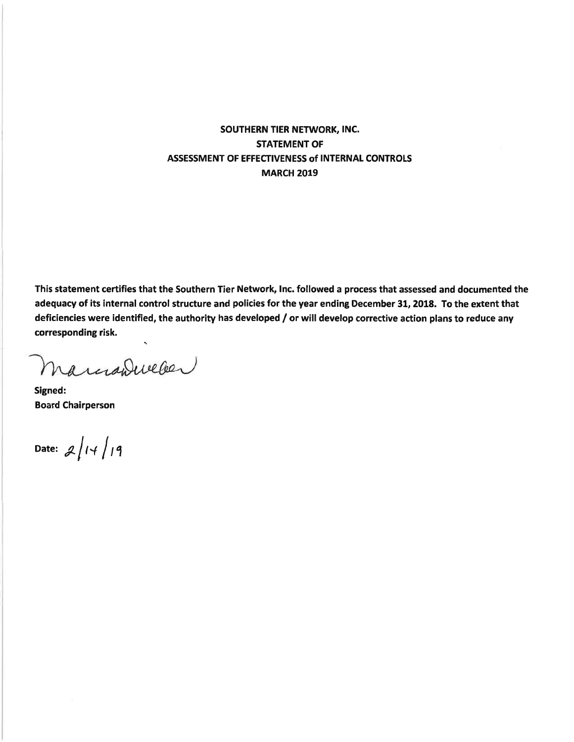**SOUTHERN TIER NETWORK, INC.**
**STATEMENT OF**
**ASSESSMENT OF EFFECTIVENESS of INTERNAL CONTROLS**
**MARCH 2019**

**This statement certifies that the Southern Tier Network, Inc. followed a process that assessed and documented the adequacy of its internal control structure and policies for the year ending December 31, 2018. To the extent that deficiencies were identified, the authority has developed / or will develop corrective action plans to reduce any corresponding risk.**

Marcia Weber

**Signed:**
**Board Chairperson**

**Date:** 2/14/19